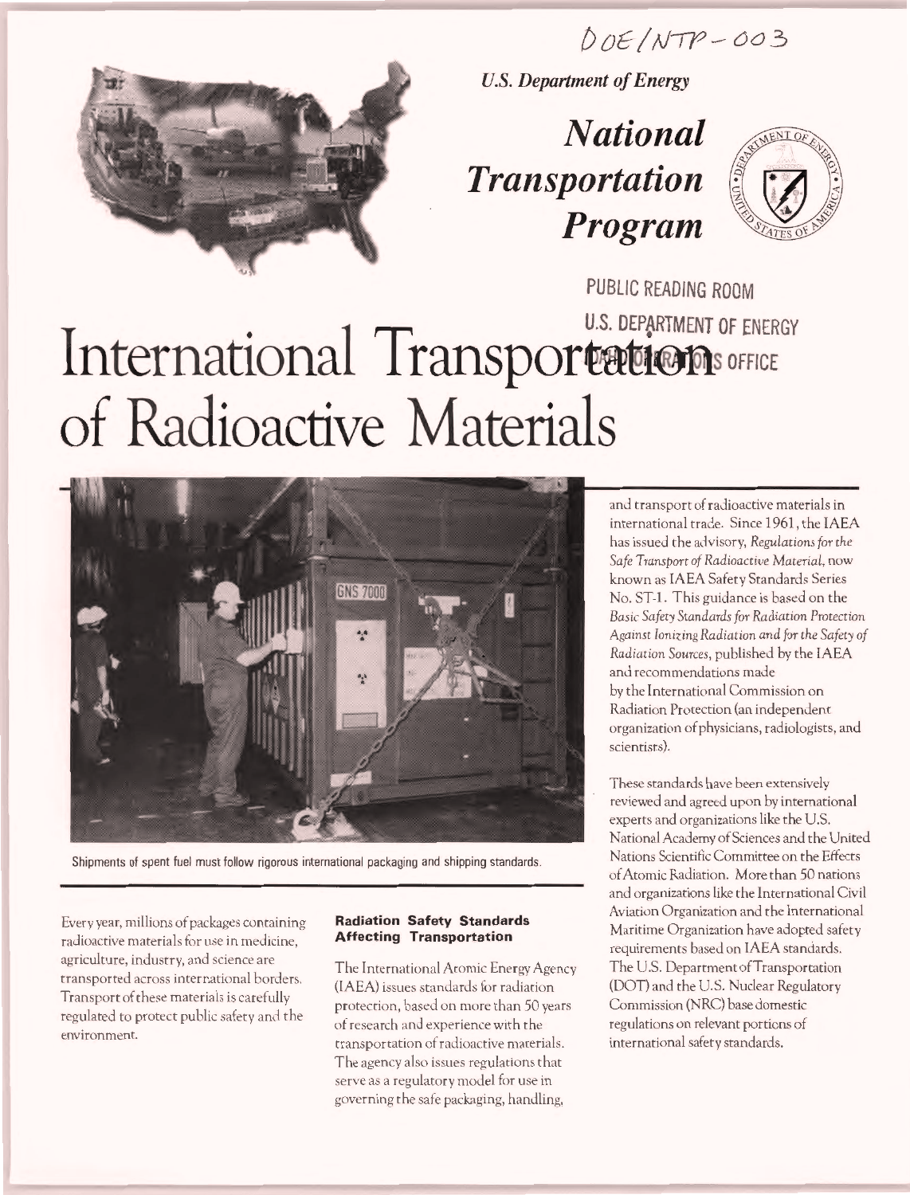DOE/NTP-003

*U.S. Department of Energy*

***National Transportation Program***

PUBLIC READING ROOM
U.S. DEPARTMENT OF ENERGY
OPERATIONS OFFICE

# International Transportation of Radioactive Materials

Shipments of spent fuel must follow rigorous international packaging and shipping standards.

Every year, millions of packages containing radioactive materials for use in medicine, agriculture, industry, and science are transported across international borders. Transport of these materials is carefully regulated to protect public safety and the environment.

### Radiation Safety Standards Affecting Transportation

The International Atomic Energy Agency (IAEA) issues standards for radiation protection, based on more than 50 years of research and experience with the transportation of radioactive materials. The agency also issues regulations that serve as a regulatory model for use in governing the safe packaging, handling, and transport of radioactive materials in international trade. Since 1961, the IAEA has issued the advisory, *Regulations for the Safe Transport of Radioactive Material*, now known as IAEA Safety Standards Series No. ST-1. This guidance is based on the *Basic Safety Standards for Radiation Protection Against Ionizing Radiation and for the Safety of Radiation Sources*, published by the IAEA and recommendations made by the International Commission on Radiation Protection (an independent organization of physicians, radiologists, and scientists).

These standards have been extensively reviewed and agreed upon by international experts and organizations like the U.S. National Academy of Sciences and the United Nations Scientific Committee on the Effects of Atomic Radiation. More than 50 nations and organizations like the International Civil Aviation Organization and the International Maritime Organization have adopted safety requirements based on IAEA standards. The U.S. Department of Transportation (DOT) and the U.S. Nuclear Regulatory Commission (NRC) base domestic regulations on relevant portions of international safety standards.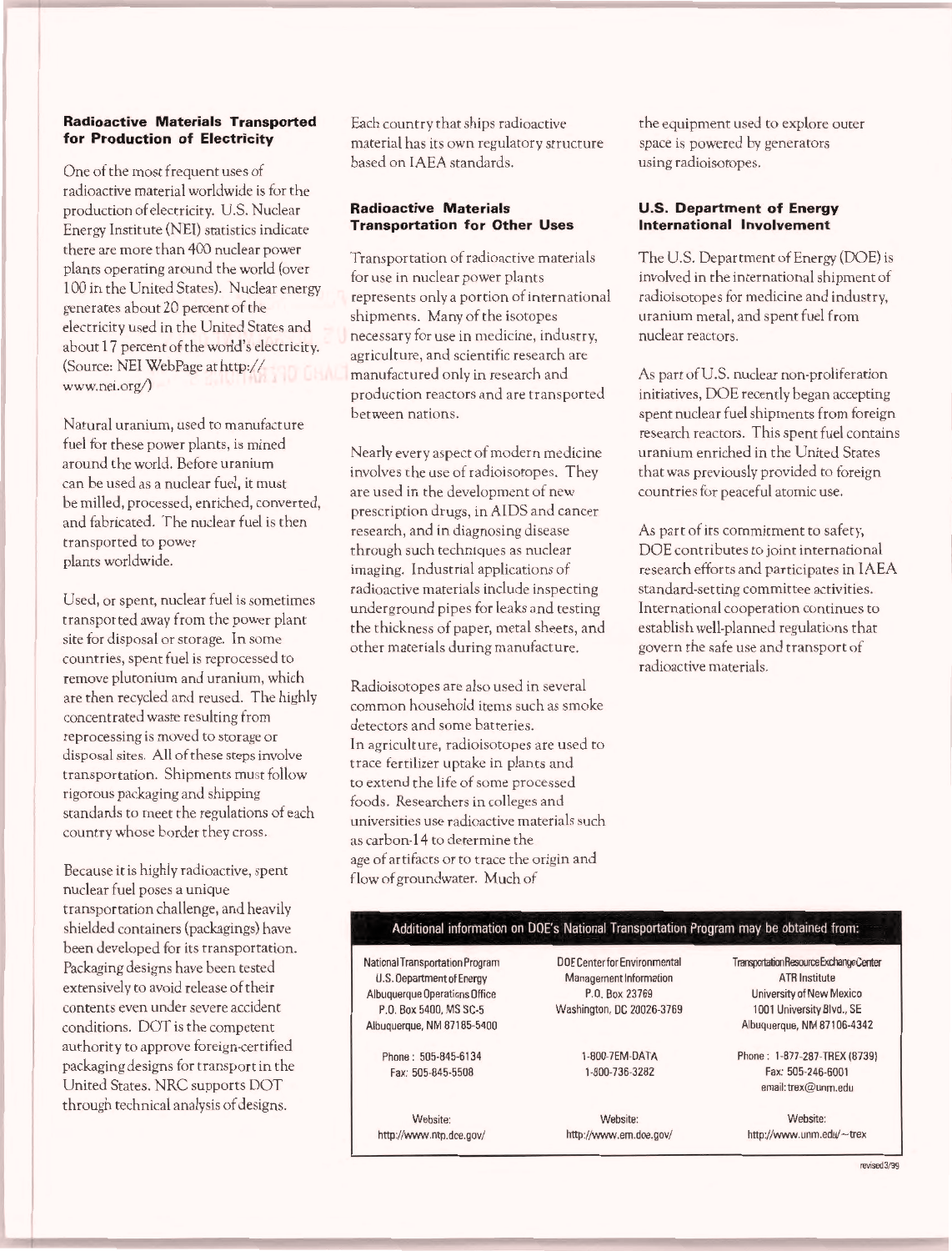### Radioactive Materials Transported for Production of Electricity

One of the most frequent uses of radioactive material worldwide is for the production of electricity. U.S. Nuclear Energy Institute (NEI) statistics indicate there are more than 400 nuclear power plants operating around the world (over 100 in the United States). Nuclear energy generates about 20 percent of the electricity used in the United States and about 17 percent of the world's electricity. (Source: NEI WebPage at http://www.nei.org/)

Natural uranium, used to manufacture fuel for these power plants, is mined around the world. Before uranium can be used as a nuclear fuel, it must be milled, processed, enriched, converted, and fabricated. The nuclear fuel is then transported to power plants worldwide.

Used, or spent, nuclear fuel is sometimes transported away from the power plant site for disposal or storage. In some countries, spent fuel is reprocessed to remove plutonium and uranium, which are then recycled and reused. The highly concentrated waste resulting from reprocessing is moved to storage or disposal sites. All of these steps involve transportation. Shipments must follow rigorous packaging and shipping standards to meet the regulations of each country whose border they cross.

Because it is highly radioactive, spent nuclear fuel poses a unique transportation challenge, and heavily shielded containers (packagings) have been developed for its transportation. Packaging designs have been tested extensively to avoid release of their contents even under severe accident conditions. DOT is the competent authority to approve foreign-certified packaging designs for transport in the United States. NRC supports DOT through technical analysis of designs. Each country that ships radioactive material has its own regulatory structure based on IAEA standards.

### Radioactive Materials Transportation for Other Uses

Transportation of radioactive materials for use in nuclear power plants represents only a portion of international shipments. Many of the isotopes necessary for use in medicine, industry, agriculture, and scientific research are manufactured only in research and production reactors and are transported between nations.

Nearly every aspect of modern medicine involves the use of radioisotopes. They are used in the development of new prescription drugs, in AIDS and cancer research, and in diagnosing disease through such techniques as nuclear imaging. Industrial applications of radioactive materials include inspecting underground pipes for leaks and testing the thickness of paper, metal sheets, and other materials during manufacture.

Radioisotopes are also used in several common household items such as smoke detectors and some batteries. In agriculture, radioisotopes are used to trace fertilizer uptake in plants and to extend the life of some processed foods. Researchers in colleges and universities use radioactive materials such as carbon-14 to determine the age of artifacts or to trace the origin and flow of groundwater. Much of the equipment used to explore outer space is powered by generators using radioisotopes.

### U.S. Department of Energy International Involvement

The U.S. Department of Energy (DOE) is involved in the international shipment of radioisotopes for medicine and industry, uranium metal, and spent fuel from nuclear reactors.

As part of U.S. nuclear non-proliferation initiatives, DOE recently began accepting spent nuclear fuel shipments from foreign research reactors. This spent fuel contains uranium enriched in the United States that was previously provided to foreign countries for peaceful atomic use.

As part of its commitment to safety, DOE contributes to joint international research efforts and participates in IAEA standard-setting committee activities. International cooperation continues to establish well-planned regulations that govern the safe use and transport of radioactive materials.

**Additional information on DOE's National Transportation Program may be obtained from:**

National Transportation Program
U.S. Department of Energy
Albuquerque Operations Office
P.O. Box 5400, MS SC-5
Albuquerque, NM 87185-5400

Phone: 505-845-6134
Fax: 505-845-5508

Website:
http://www.ntp.doe.gov/

DOE Center for Environmental Management Information
P.O. Box 23769
Washington, DC 20026-3769

1-800-7EM-DATA
1-800-736-3282

Website:
http://www.em.doe.gov/

Transportation Resource Exchange Center
ATR Institute
University of New Mexico
1001 University Blvd., SE
Albuquerque, NM 87106-4342

Phone: 1-877-287-TREX (8739)
Fax: 505-246-6001
email: trex@unm.edu

Website:
http://www.unm.edu/~trex

revised 3/99